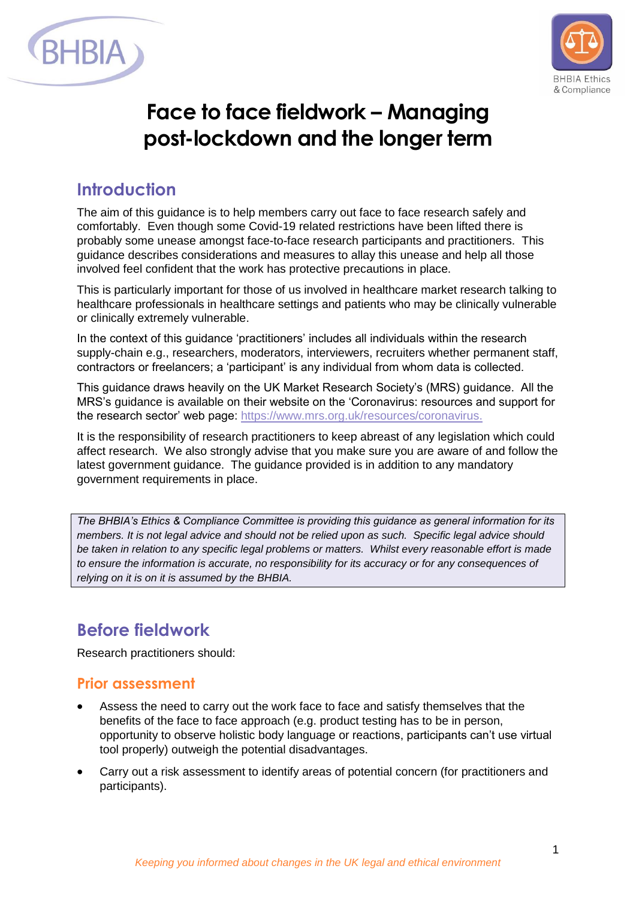# Face to face fieldwork – Managing post-lockdown and the longer term

## Introduction

The aim of this guidance is to help members carry out face to face research safely and comfortably. Even though some Covid-19 related restrictions have been lifted there is probably some unease amongst face-to-face research participants and practitioners. This guidance describes considerations and measures to allay this unease and help all those involved feel confident that the work has protective precautions in place.

This is particularly important for those of us involved in healthcare market research talking to healthcare professionals in healthcare settings and patients who may be clinically vulnerable or clinically extremely vulnerable.

In the context of this guidance 'practitioners' includes all individuals within the research supply-chain e.g., researchers, moderators, interviewers, recruiters whether permanent staff, contractors or freelancers; a 'participant' is any individual from whom data is collected.

This guidance draws heavily on the UK Market Research Society's (MRS) guidance. All the MRS's guidance is available on their website on the 'Coronavirus: resources and support for the research sector' web page: https://www.mrs.org.uk/resources/coronavirus.

It is the responsibility of research practitioners to keep abreast of any legislation which could affect research. We also strongly advise that you make sure you are aware of and follow the latest government guidance. The guidance provided is in addition to any mandatory government requirements in place.

*The BHBIA's Ethics & Compliance Committee is providing this guidance as general information for its members. It is not legal advice and should not be relied upon as such. Specific legal advice should be taken in relation to any specific legal problems or matters. Whilst every reasonable effort is made to ensure the information is accurate, no responsibility for its accuracy or for any consequences of relying on it is on it is assumed by the BHBIA.*

## Before fieldwork

Research practitioners should:

### Prior assessment

- Assess the need to carry out the work face to face and satisfy themselves that the benefits of the face to face approach (e.g. product testing has to be in person, opportunity to observe holistic body language or reactions, participants can't use virtual tool properly) outweigh the potential disadvantages.
- Carry out a risk assessment to identify areas of potential concern (for practitioners and participants).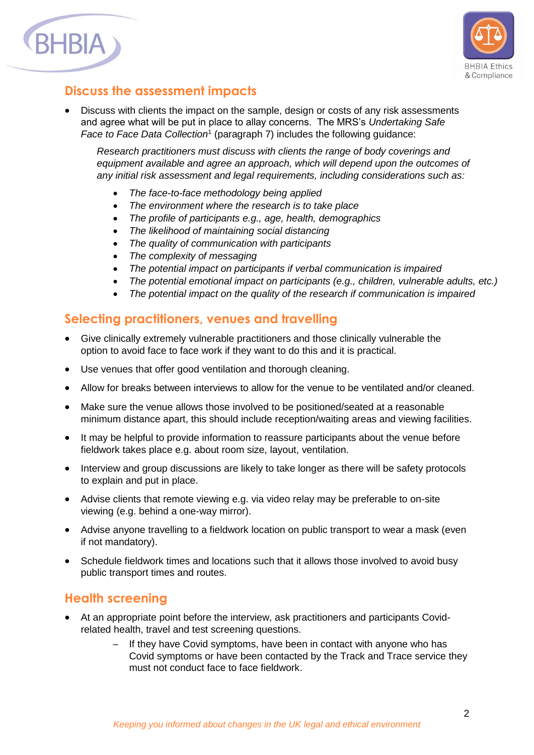## Discuss the assessment impacts

- Discuss with clients the impact on the sample, design or costs of any risk assessments and agree what will be put in place to allay concerns. The MRS's *Undertaking Safe Face to Face Data Collection*[1] (paragraph 7) includes the following guidance:

  *Research practitioners must discuss with clients the range of body coverings and equipment available and agree an approach, which will depend upon the outcomes of any initial risk assessment and legal requirements, including considerations such as:*

  - *The face-to-face methodology being applied*
  - *The environment where the research is to take place*
  - *The profile of participants e.g., age, health, demographics*
  - *The likelihood of maintaining social distancing*
  - *The quality of communication with participants*
  - *The complexity of messaging*
  - *The potential impact on participants if verbal communication is impaired*
  - *The potential emotional impact on participants (e.g., children, vulnerable adults, etc.)*
  - *The potential impact on the quality of the research if communication is impaired*

## Selecting practitioners, venues and travelling

- Give clinically extremely vulnerable practitioners and those clinically vulnerable the option to avoid face to face work if they want to do this and it is practical.
- Use venues that offer good ventilation and thorough cleaning.
- Allow for breaks between interviews to allow for the venue to be ventilated and/or cleaned.
- Make sure the venue allows those involved to be positioned/seated at a reasonable minimum distance apart, this should include reception/waiting areas and viewing facilities.
- It may be helpful to provide information to reassure participants about the venue before fieldwork takes place e.g. about room size, layout, ventilation.
- Interview and group discussions are likely to take longer as there will be safety protocols to explain and put in place.
- Advise clients that remote viewing e.g. via video relay may be preferable to on-site viewing (e.g. behind a one-way mirror).
- Advise anyone travelling to a fieldwork location on public transport to wear a mask (even if not mandatory).
- Schedule fieldwork times and locations such that it allows those involved to avoid busy public transport times and routes.

## Health screening

- At an appropriate point before the interview, ask practitioners and participants Covid-related health, travel and test screening questions.
  - If they have Covid symptoms, have been in contact with anyone who has Covid symptoms or have been contacted by the Track and Trace service they must not conduct face to face fieldwork.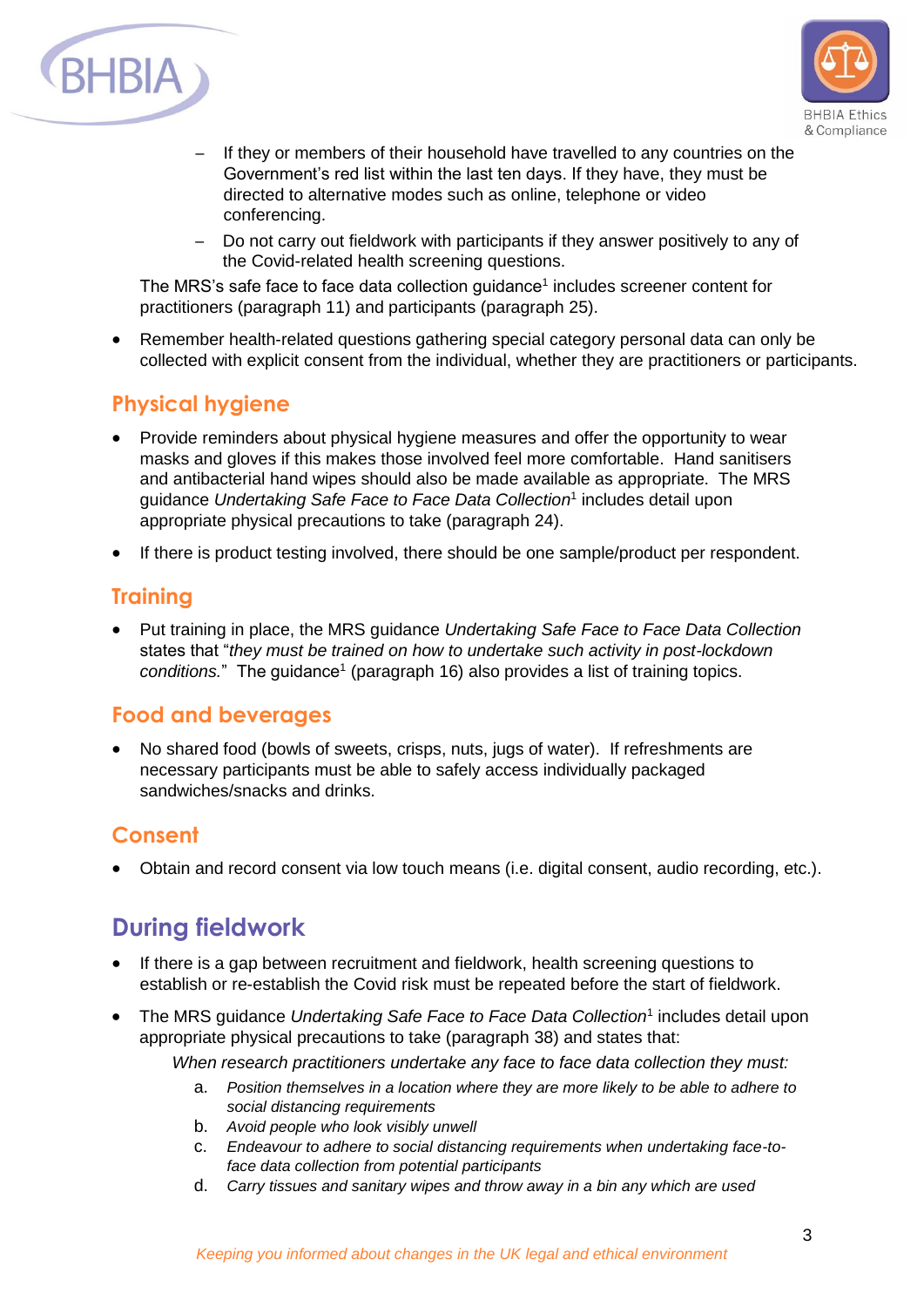- If they or members of their household have travelled to any countries on the Government's red list within the last ten days. If they have, they must be directed to alternative modes such as online, telephone or video conferencing.
- Do not carry out fieldwork with participants if they answer positively to any of the Covid-related health screening questions.

The MRS's safe face to face data collection guidance[1] includes screener content for practitioners (paragraph 11) and participants (paragraph 25).

- Remember health-related questions gathering special category personal data can only be collected with explicit consent from the individual, whether they are practitioners or participants.

### Physical hygiene

- Provide reminders about physical hygiene measures and offer the opportunity to wear masks and gloves if this makes those involved feel more comfortable. Hand sanitisers and antibacterial hand wipes should also be made available as appropriate. The MRS guidance *Undertaking Safe Face to Face Data Collection*[1] includes detail upon appropriate physical precautions to take (paragraph 24).
- If there is product testing involved, there should be one sample/product per respondent.

### Training

- Put training in place, the MRS guidance *Undertaking Safe Face to Face Data Collection* states that "*they must be trained on how to undertake such activity in post-lockdown conditions.*" The guidance[1] (paragraph 16) also provides a list of training topics.

### Food and beverages

- No shared food (bowls of sweets, crisps, nuts, jugs of water). If refreshments are necessary participants must be able to safely access individually packaged sandwiches/snacks and drinks.

### Consent

- Obtain and record consent via low touch means (i.e. digital consent, audio recording, etc.).

## During fieldwork

- If there is a gap between recruitment and fieldwork, health screening questions to establish or re-establish the Covid risk must be repeated before the start of fieldwork.
- The MRS guidance *Undertaking Safe Face to Face Data Collection*[1] includes detail upon appropriate physical precautions to take (paragraph 38) and states that:

  *When research practitioners undertake any face to face data collection they must:*

  a. *Position themselves in a location where they are more likely to be able to adhere to social distancing requirements*
  b. *Avoid people who look visibly unwell*
  c. *Endeavour to adhere to social distancing requirements when undertaking face-to-face data collection from potential participants*
  d. *Carry tissues and sanitary wipes and throw away in a bin any which are used*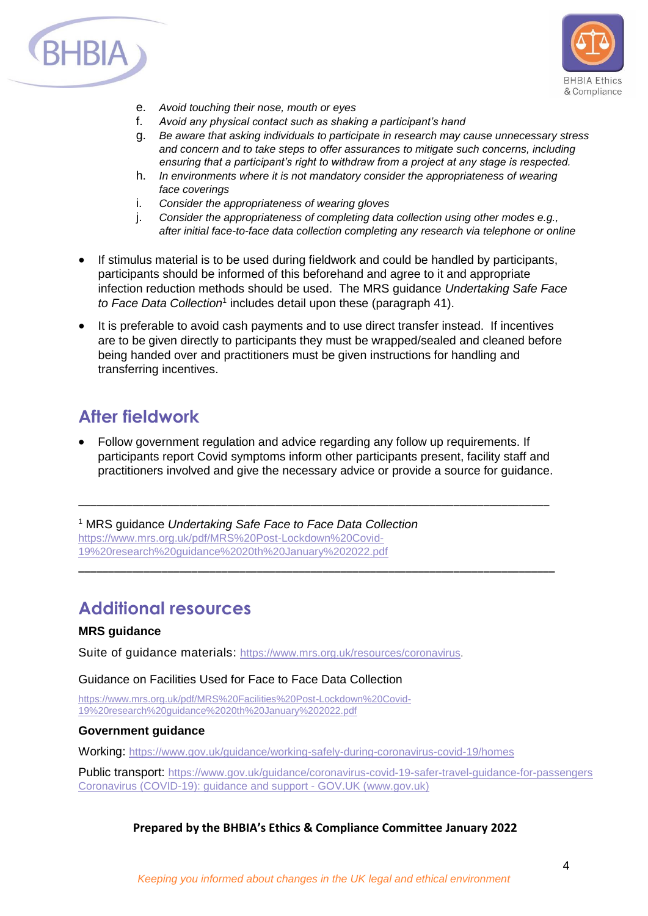e. *Avoid touching their nose, mouth or eyes*
f. *Avoid any physical contact such as shaking a participant's hand*
g. *Be aware that asking individuals to participate in research may cause unnecessary stress and concern and to take steps to offer assurances to mitigate such concerns, including ensuring that a participant's right to withdraw from a project at any stage is respected.*
h. *In environments where it is not mandatory consider the appropriateness of wearing face coverings*
i. *Consider the appropriateness of wearing gloves*
j. *Consider the appropriateness of completing data collection using other modes e.g., after initial face-to-face data collection completing any research via telephone or online*

- If stimulus material is to be used during fieldwork and could be handled by participants, participants should be informed of this beforehand and agree to it and appropriate infection reduction methods should be used. The MRS guidance *Undertaking Safe Face to Face Data Collection*[1] includes detail upon these (paragraph 41).
- It is preferable to avoid cash payments and to use direct transfer instead. If incentives are to be given directly to participants they must be wrapped/sealed and cleaned before being handed over and practitioners must be given instructions for handling and transferring incentives.

## After fieldwork

- Follow government regulation and advice regarding any follow up requirements. If participants report Covid symptoms inform other participants present, facility staff and practitioners involved and give the necessary advice or provide a source for guidance.

---

[1] MRS guidance *Undertaking Safe Face to Face Data Collection* https://www.mrs.org.uk/pdf/MRS%20Post-Lockdown%20Covid-19%20research%20guidance%2020th%20January%202022.pdf

---

## Additional resources

**MRS guidance**

Suite of guidance materials: https://www.mrs.org.uk/resources/coronavirus.

Guidance on Facilities Used for Face to Face Data Collection

https://www.mrs.org.uk/pdf/MRS%20Facilities%20Post-Lockdown%20Covid-19%20research%20guidance%2020th%20January%202022.pdf

**Government guidance**

Working: https://www.gov.uk/guidance/working-safely-during-coronavirus-covid-19/homes

Public transport: https://www.gov.uk/guidance/coronavirus-covid-19-safer-travel-guidance-for-passengers
Coronavirus (COVID-19): guidance and support - GOV.UK (www.gov.uk)

**Prepared by the BHBIA's Ethics & Compliance Committee January 2022**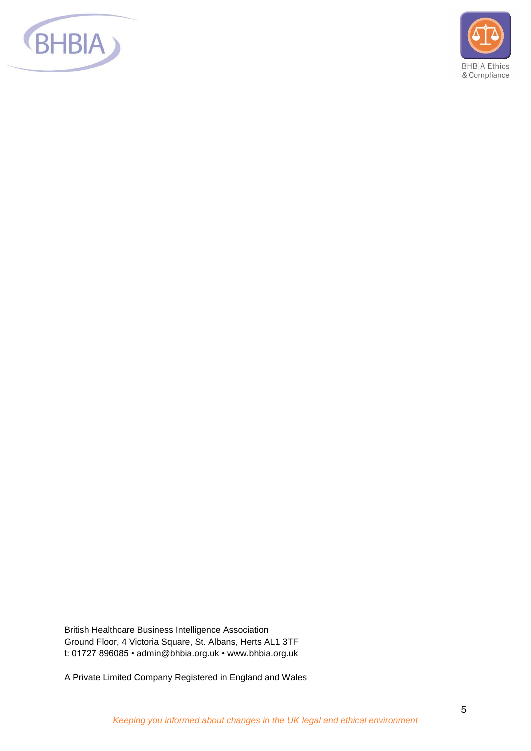British Healthcare Business Intelligence Association
Ground Floor, 4 Victoria Square, St. Albans, Herts AL1 3TF
t: 01727 896085 • admin@bhbia.org.uk • www.bhbia.org.uk

A Private Limited Company Registered in England and Wales